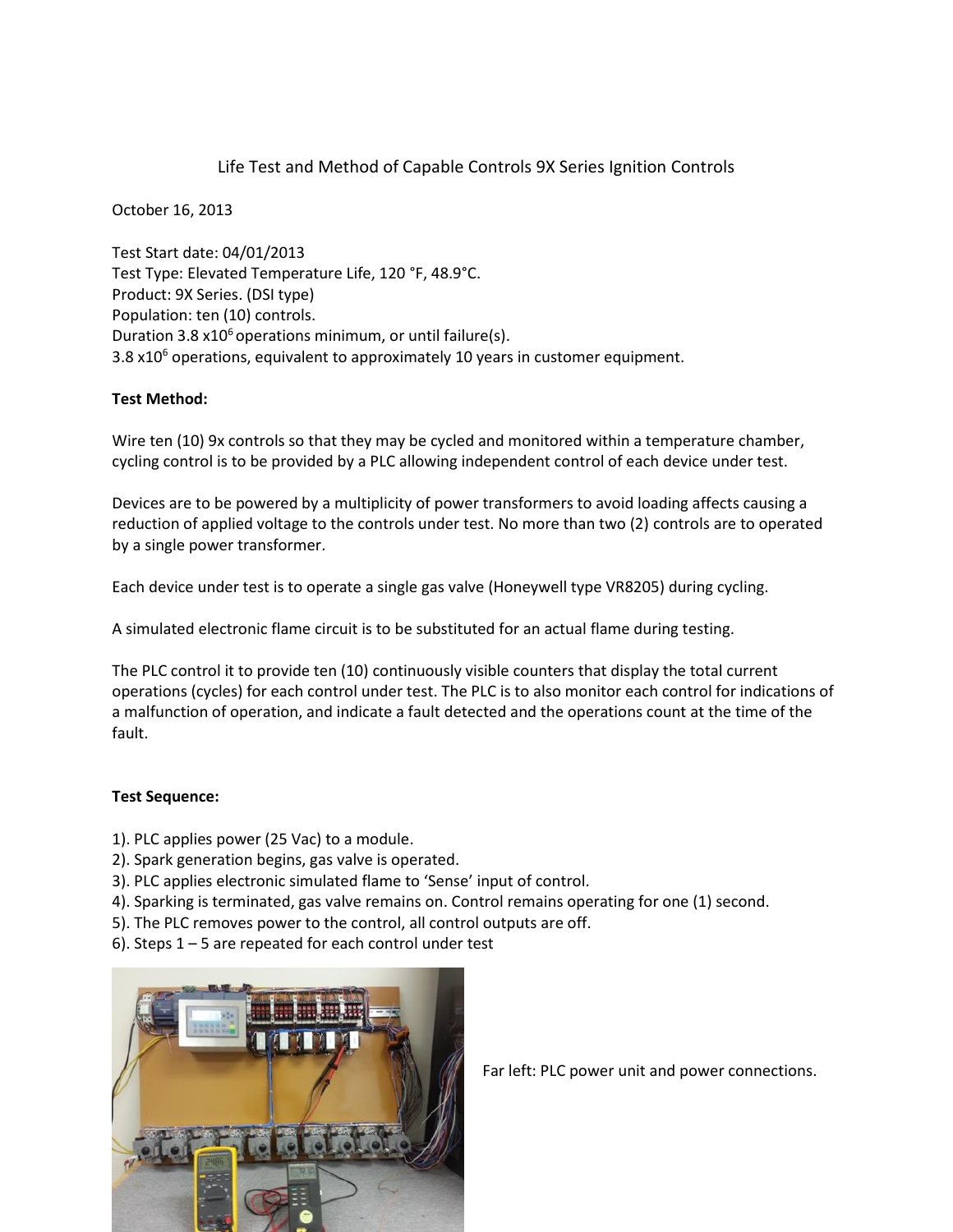# Life Test and Method of Capable Controls 9X Series Ignition Controls

October 16, 2013

Test Start date: 04/01/2013
Test Type: Elevated Temperature Life, 120 °F, 48.9°C.
Product: 9X Series. (DSI type)
Population: ten (10) controls.
Duration 3.8 $x10^6$ operations minimum, or until failure(s).
3.8 $x10^6$ operations, equivalent to approximately 10 years in customer equipment.

**Test Method:**

Wire ten (10) 9x controls so that they may be cycled and monitored within a temperature chamber, cycling control is to be provided by a PLC allowing independent control of each device under test.

Devices are to be powered by a multiplicity of power transformers to avoid loading affects causing a reduction of applied voltage to the controls under test. No more than two (2) controls are to operated by a single power transformer.

Each device under test is to operate a single gas valve (Honeywell type VR8205) during cycling.

A simulated electronic flame circuit is to be substituted for an actual flame during testing.

The PLC control it to provide ten (10) continuously visible counters that display the total current operations (cycles) for each control under test. The PLC is to also monitor each control for indications of a malfunction of operation, and indicate a fault detected and the operations count at the time of the fault.

**Test Sequence:**

1). PLC applies power (25 Vac) to a module.
2). Spark generation begins, gas valve is operated.
3). PLC applies electronic simulated flame to 'Sense' input of control.
4). Sparking is terminated, gas valve remains on. Control remains operating for one (1) second.
5). The PLC removes power to the control, all control outputs are off.
6). Steps 1 – 5 are repeated for each control under test

Far left: PLC power unit and power connections.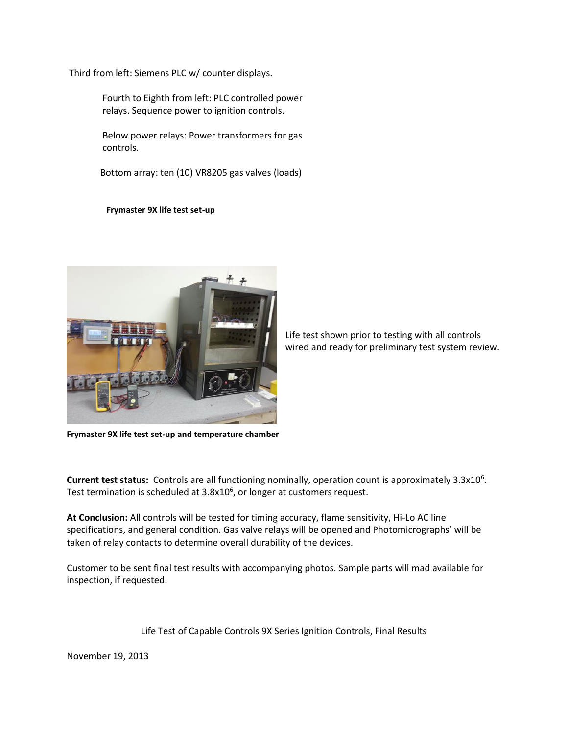Third from left: Siemens PLC w/ counter displays.

Fourth to Eighth from left: PLC controlled power relays. Sequence power to ignition controls.

Below power relays: Power transformers for gas controls.

Bottom array: ten (10) VR8205 gas valves (loads)

**Frymaster 9X life test set-up**

Life test shown prior to testing with all controls wired and ready for preliminary test system review.

**Frymaster 9X life test set-up and temperature chamber**

**Current test status:** Controls are all functioning nominally, operation count is approximately $3.3x10^6$. Test termination is scheduled at $3.8x10^6$, or longer at customers request.

**At Conclusion:** All controls will be tested for timing accuracy, flame sensitivity, Hi-Lo AC line specifications, and general condition. Gas valve relays will be opened and Photomicrographs' will be taken of relay contacts to determine overall durability of the devices.

Customer to be sent final test results with accompanying photos. Sample parts will mad available for inspection, if requested.

Life Test of Capable Controls 9X Series Ignition Controls, Final Results

November 19, 2013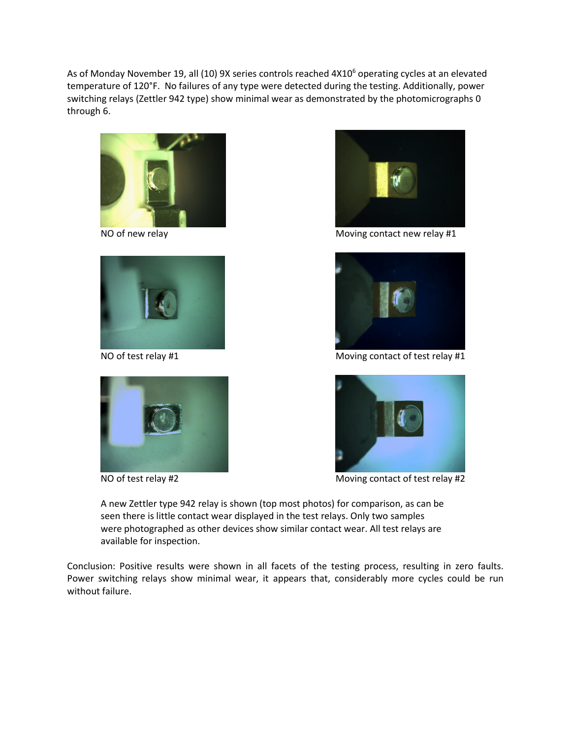As of Monday November 19, all (10) 9X series controls reached $4X10^6$ operating cycles at an elevated temperature of 120°F. No failures of any type were detected during the testing. Additionally, power switching relays (Zettler 942 type) show minimal wear as demonstrated by the photomicrographs 0 through 6.

NO of new relay

Moving contact new relay #1

NO of test relay #1

Moving contact of test relay #1

NO of test relay #2

Moving contact of test relay #2

A new Zettler type 942 relay is shown (top most photos) for comparison, as can be seen there is little contact wear displayed in the test relays. Only two samples were photographed as other devices show similar contact wear. All test relays are available for inspection.

Conclusion: Positive results were shown in all facets of the testing process, resulting in zero faults. Power switching relays show minimal wear, it appears that, considerably more cycles could be run without failure.